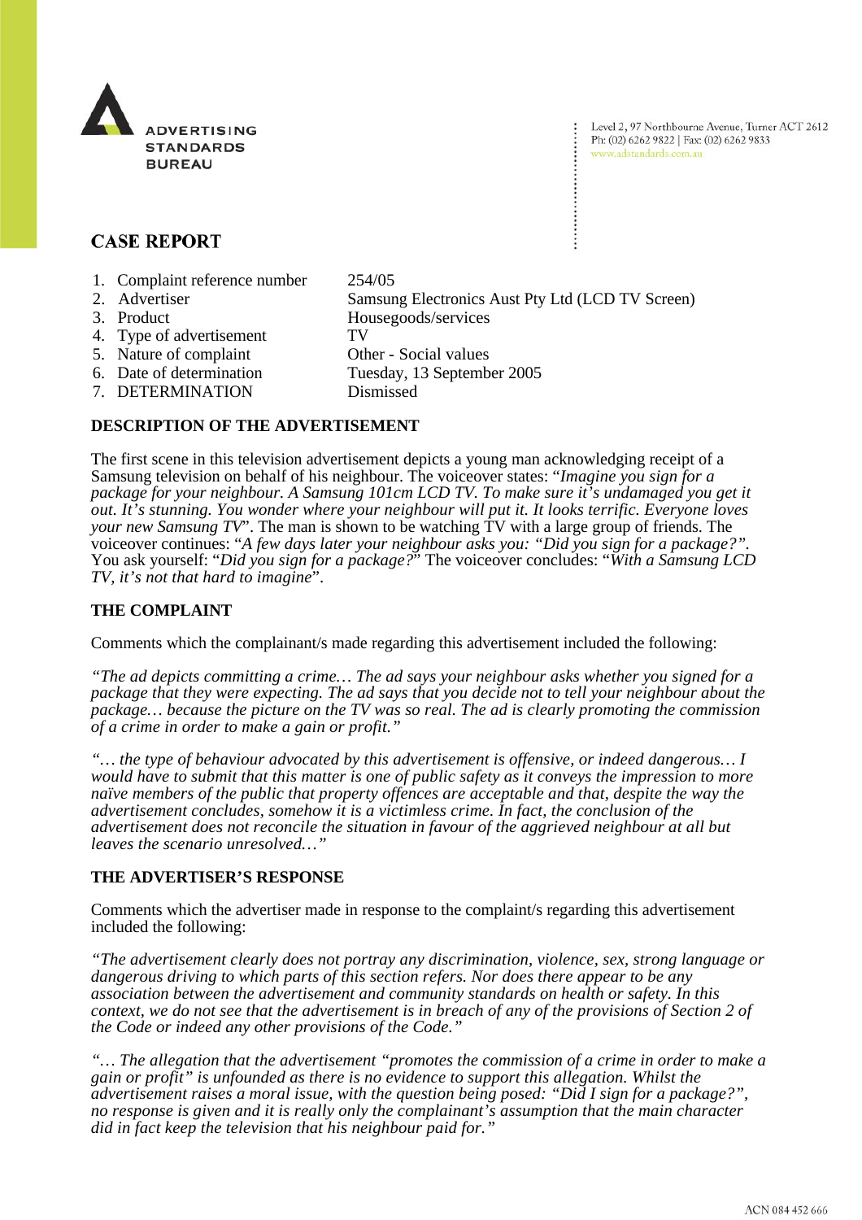ADVERTISING STANDARDS BUREAU

Level 2, 97 Northbourne Avenue, Turner ACT 2612
Ph: (02) 6262 9822 | Fax: (02) 6262 9833
www.adstandards.com.au

# CASE REPORT

| | | |
|---|---|---|
| 1. | Complaint reference number | 254/05 |
| 2. | Advertiser | Samsung Electronics Aust Pty Ltd (LCD TV Screen) |
| 3. | Product | Housegoods/services |
| 4. | Type of advertisement | TV |
| 5. | Nature of complaint | Other - Social values |
| 6. | Date of determination | Tuesday, 13 September 2005 |
| 7. | DETERMINATION | Dismissed |

## DESCRIPTION OF THE ADVERTISEMENT

The first scene in this television advertisement depicts a young man acknowledging receipt of a Samsung television on behalf of his neighbour. The voiceover states: "*Imagine you sign for a package for your neighbour. A Samsung 101cm LCD TV. To make sure it's undamaged you get it out. It's stunning. You wonder where your neighbour will put it. It looks terrific. Everyone loves your new Samsung TV*". The man is shown to be watching TV with a large group of friends. The voiceover continues: "*A few days later your neighbour asks you: "Did you sign for a package?"*. You ask yourself: "*Did you sign for a package?*" The voiceover concludes: "*With a Samsung LCD TV, it's not that hard to imagine*".

## THE COMPLAINT

Comments which the complainant/s made regarding this advertisement included the following:

*"The ad depicts committing a crime… The ad says your neighbour asks whether you signed for a package that they were expecting. The ad says that you decide not to tell your neighbour about the package… because the picture on the TV was so real. The ad is clearly promoting the commission of a crime in order to make a gain or profit."*

*"… the type of behaviour advocated by this advertisement is offensive, or indeed dangerous… I would have to submit that this matter is one of public safety as it conveys the impression to more naïve members of the public that property offences are acceptable and that, despite the way the advertisement concludes, somehow it is a victimless crime. In fact, the conclusion of the advertisement does not reconcile the situation in favour of the aggrieved neighbour at all but leaves the scenario unresolved…"*

## THE ADVERTISER'S RESPONSE

Comments which the advertiser made in response to the complaint/s regarding this advertisement included the following:

*"The advertisement clearly does not portray any discrimination, violence, sex, strong language or dangerous driving to which parts of this section refers. Nor does there appear to be any association between the advertisement and community standards on health or safety. In this context, we do not see that the advertisement is in breach of any of the provisions of Section 2 of the Code or indeed any other provisions of the Code."*

*"… The allegation that the advertisement "promotes the commission of a crime in order to make a gain or profit" is unfounded as there is no evidence to support this allegation. Whilst the advertisement raises a moral issue, with the question being posed: "Did I sign for a package?", no response is given and it is really only the complainant's assumption that the main character did in fact keep the television that his neighbour paid for."*

ACN 084 452 666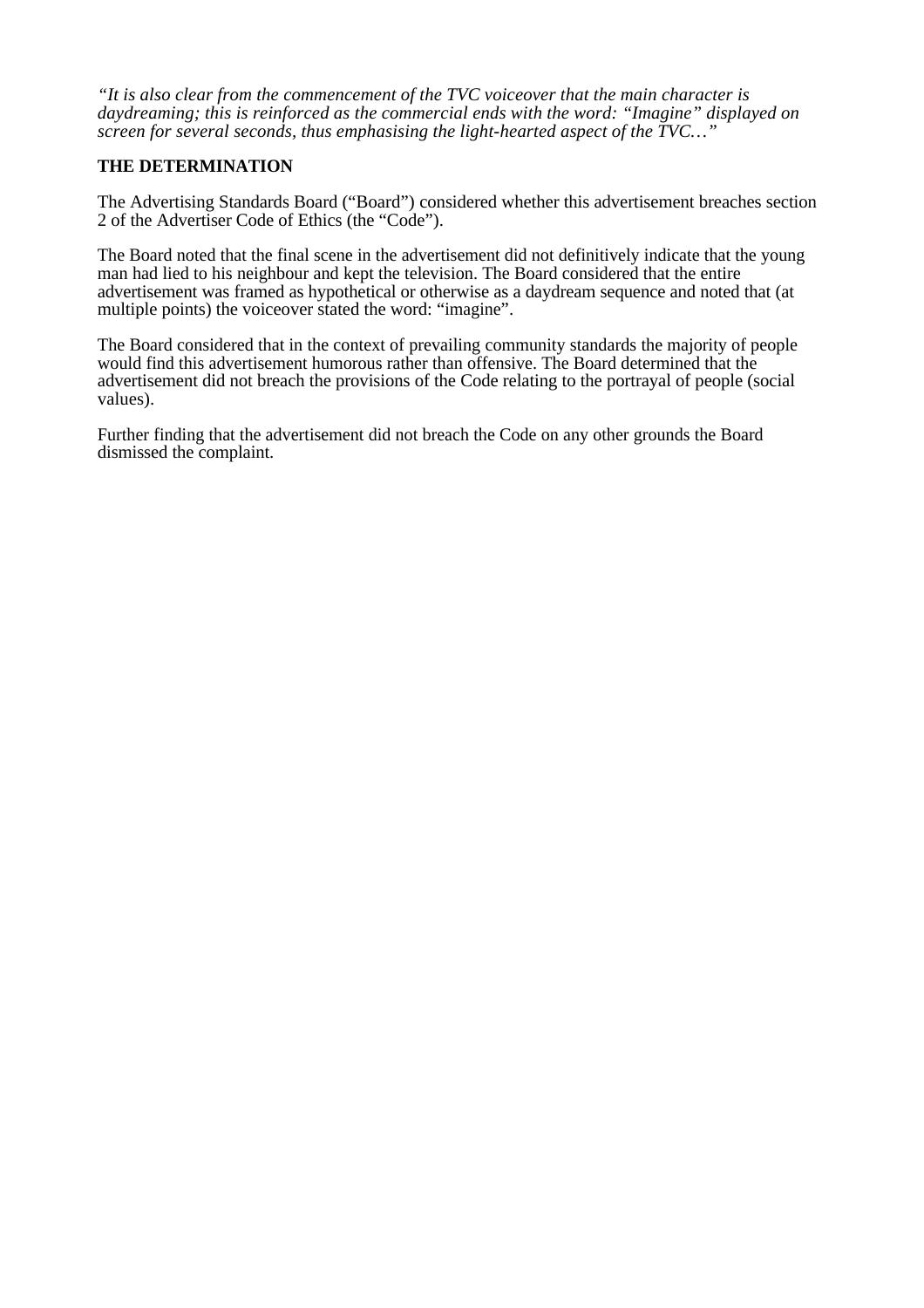*"It is also clear from the commencement of the TVC voiceover that the main character is daydreaming; this is reinforced as the commercial ends with the word: "Imagine" displayed on screen for several seconds, thus emphasising the light-hearted aspect of the TVC…"*

**THE DETERMINATION**

The Advertising Standards Board ("Board") considered whether this advertisement breaches section 2 of the Advertiser Code of Ethics (the "Code").

The Board noted that the final scene in the advertisement did not definitively indicate that the young man had lied to his neighbour and kept the television. The Board considered that the entire advertisement was framed as hypothetical or otherwise as a daydream sequence and noted that (at multiple points) the voiceover stated the word: "imagine".

The Board considered that in the context of prevailing community standards the majority of people would find this advertisement humorous rather than offensive. The Board determined that the advertisement did not breach the provisions of the Code relating to the portrayal of people (social values).

Further finding that the advertisement did not breach the Code on any other grounds the Board dismissed the complaint.